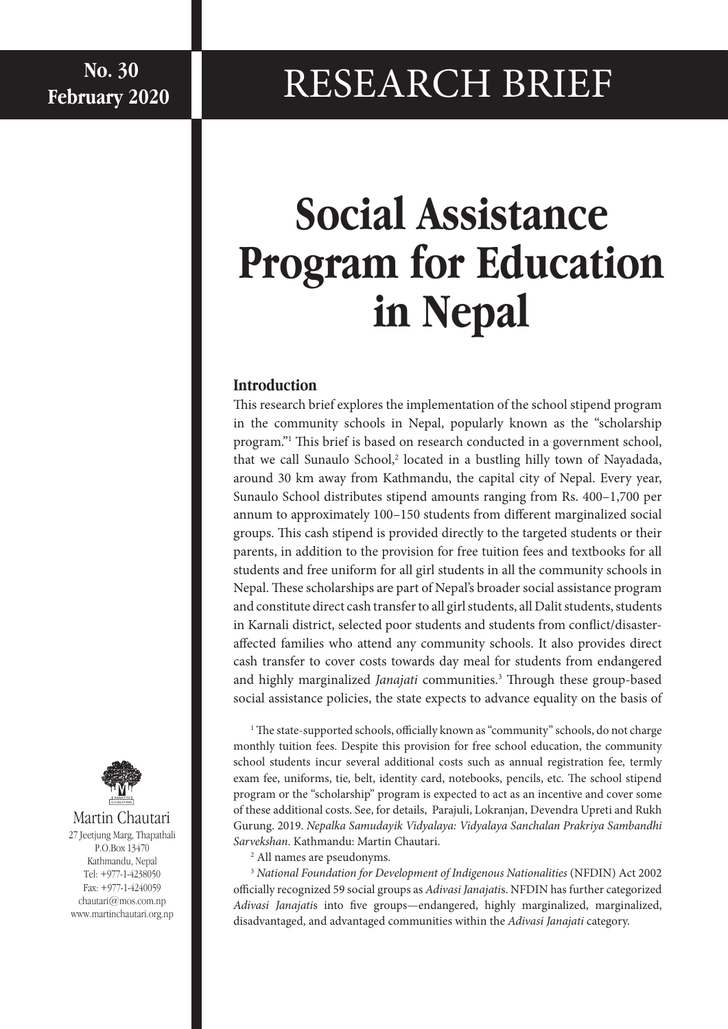No. 30
February 2020

# RESEARCH BRIEF

# Social Assistance Program for Education in Nepal

## Introduction

This research brief explores the implementation of the school stipend program in the community schools in Nepal, popularly known as the "scholarship program."[1] This brief is based on research conducted in a government school, that we call Sunaulo School,[2] located in a bustling hilly town of Nayadada, around 30 km away from Kathmandu, the capital city of Nepal. Every year, Sunaulo School distributes stipend amounts ranging from Rs. 400–1,700 per annum to approximately 100–150 students from different marginalized social groups. This cash stipend is provided directly to the targeted students or their parents, in addition to the provision for free tuition fees and textbooks for all students and free uniform for all girl students in all the community schools in Nepal. These scholarships are part of Nepal's broader social assistance program and constitute direct cash transfer to all girl students, all Dalit students, students in Karnali district, selected poor students and students from conflict/disaster-affected families who attend any community schools. It also provides direct cash transfer to cover costs towards day meal for students from endangered and highly marginalized *Janajati* communities.[3] Through these group-based social assistance policies, the state expects to advance equality on the basis of

[1] The state-supported schools, officially known as "community" schools, do not charge monthly tuition fees. Despite this provision for free school education, the community school students incur several additional costs such as annual registration fee, termly exam fee, uniforms, tie, belt, identity card, notebooks, pencils, etc. The school stipend program or the "scholarship" program is expected to act as an incentive and cover some of these additional costs. See, for details, Parajuli, Lokranjan, Devendra Upreti and Rukh Gurung. 2019. *Nepalka Samudayik Vidyalaya: Vidyalaya Sanchalan Prakriya Sambandhi Sarvekshan*. Kathmandu: Martin Chautari.

[2] All names are pseudonyms.

[3] *National Foundation for Development of Indigenous Nationalities* (NFDIN) Act 2002 officially recognized 59 social groups as *Adivasi Janajati*s. NFDIN has further categorized *Adivasi Janajati*s into five groups—endangered, highly marginalized, marginalized, disadvantaged, and advantaged communities within the *Adivasi Janajati* category.

Martin Chautari
27 Jeetjung Marg, Thapathali
P.O.Box 13470
Kathmandu, Nepal
Tel: +977-1-4238050
Fax: +977-1-4240059
chautari@mos.com.np
www.martinchautari.org.np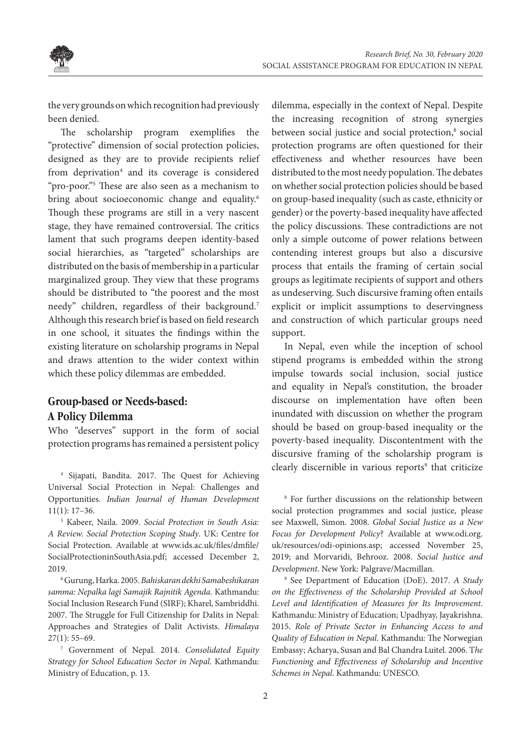the very grounds on which recognition had previously been denied.

The scholarship program exemplifies the "protective" dimension of social protection policies, designed as they are to provide recipients relief from deprivation[4] and its coverage is considered "pro-poor."[5] These are also seen as a mechanism to bring about socioeconomic change and equality.[6] Though these programs are still in a very nascent stage, they have remained controversial. The critics lament that such programs deepen identity-based social hierarchies, as "targeted" scholarships are distributed on the basis of membership in a particular marginalized group. They view that these programs should be distributed to "the poorest and the most needy" children, regardless of their background.[7] Although this research brief is based on field research in one school, it situates the findings within the existing literature on scholarship programs in Nepal and draws attention to the wider context within which these policy dilemmas are embedded.

## Group-based or Needs-based: A Policy Dilemma

Who "deserves" support in the form of social protection programs has remained a persistent policy dilemma, especially in the context of Nepal. Despite the increasing recognition of strong synergies between social justice and social protection,[8] social protection programs are often questioned for their effectiveness and whether resources have been distributed to the most needy population. The debates on whether social protection policies should be based on group-based inequality (such as caste, ethnicity or gender) or the poverty-based inequality have affected the policy discussions. These contradictions are not only a simple outcome of power relations between contending interest groups but also a discursive process that entails the framing of certain social groups as legitimate recipients of support and others as undeserving. Such discursive framing often entails explicit or implicit assumptions to deservingness and construction of which particular groups need support.

In Nepal, even while the inception of school stipend programs is embedded within the strong impulse towards social inclusion, social justice and equality in Nepal's constitution, the broader discourse on implementation have often been inundated with discussion on whether the program should be based on group-based inequality or the poverty-based inequality. Discontentment with the discursive framing of the scholarship program is clearly discernible in various reports[9] that criticize

---

[4] Sijapati, Bandita. 2017. The Quest for Achieving Universal Social Protection in Nepal: Challenges and Opportunities. *Indian Journal of Human Development* 11(1): 17–36.

[5] Kabeer, Naila. 2009. *Social Protection in South Asia: A Review. Social Protection Scoping Study*. UK: Centre for Social Protection. Available at www.ids.ac.uk/files/dmfile/SocialProtectioninSouthAsia.pdf; accessed December 2, 2019.

[6] Gurung, Harka. 2005. *Bahiskaran dekhi Samabeshikaran samma: Nepalka lagi Samajik Rajnitik Agenda.* Kathmandu: Social Inclusion Research Fund (SIRF); Kharel, Sambriddhi. 2007. The Struggle for Full Citizenship for Dalits in Nepal: Approaches and Strategies of Dalit Activists. *Himalaya* 27(1): 55–69.

[7] Government of Nepal. 2014. *Consolidated Equity Strategy for School Education Sector in Nepal*. Kathmandu: Ministry of Education, p. 13.

[8] For further discussions on the relationship between social protection programmes and social justice, please see Maxwell, Simon. 2008. *Global Social Justice as a New Focus for Development Policy*? Available at www.odi.org.uk/resources/odi-opinions.asp; accessed November 25, 2019; and Morvaridi, Behrooz. 2008. *Social Justice and Development*. New York: Palgrave/Macmillan.

[9] See Department of Education (DoE). 2017. *A Study on the Effectiveness of the Scholarship Provided at School Level and Identification of Measures for Its Improvement*. Kathmandu: Ministry of Education; Upadhyay, Jayakrishna. 2015. *Role of Private Sector in Enhancing Access to and Quality of Education in Nepal*. Kathmandu: The Norwegian Embassy; Acharya, Susan and Bal Chandra Luitel. 2006. *The Functioning and Effectiveness of Scholarship and Incentive Schemes in Nepal*. Kathmandu: UNESCO.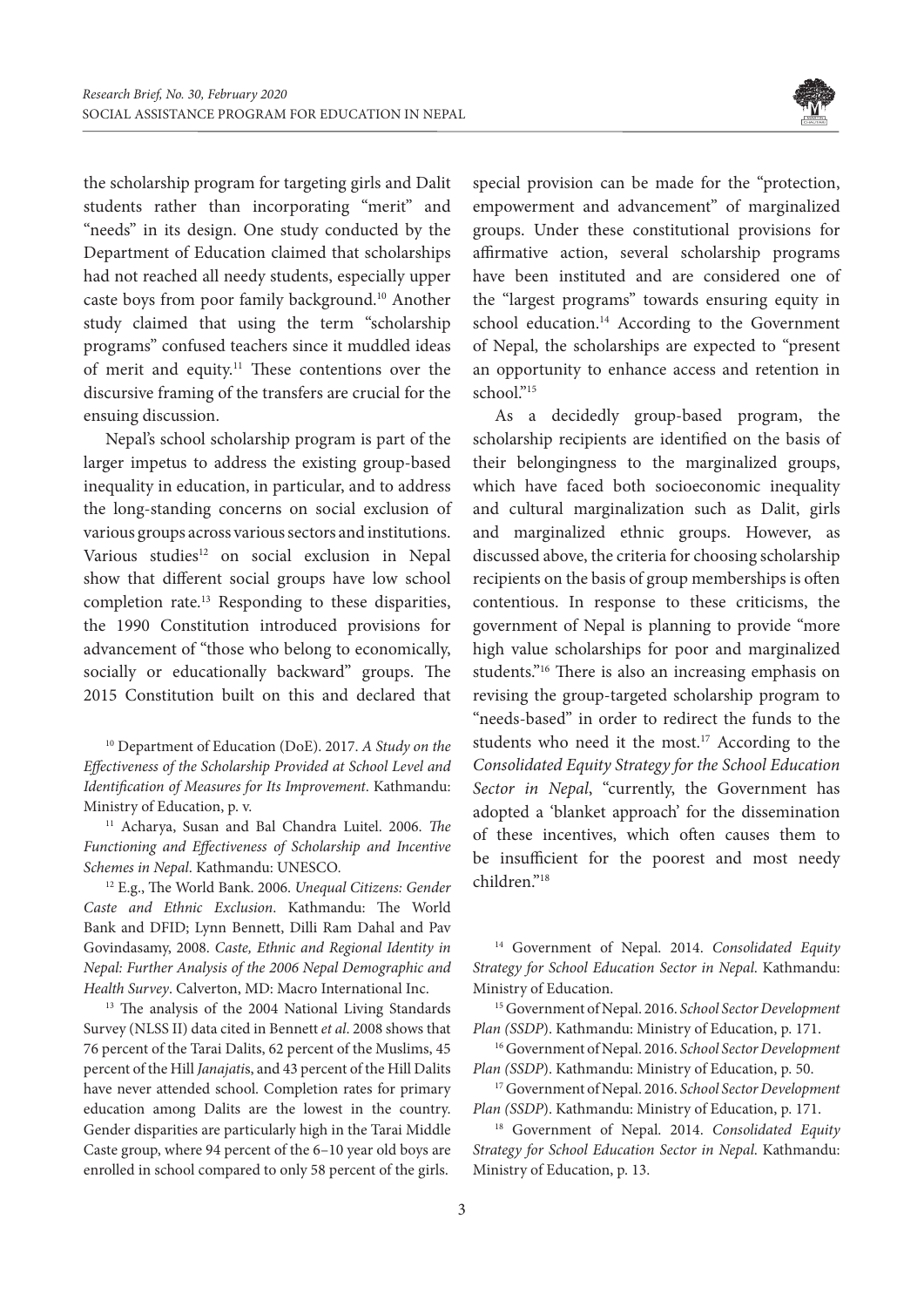the scholarship program for targeting girls and Dalit students rather than incorporating "merit" and "needs" in its design. One study conducted by the Department of Education claimed that scholarships had not reached all needy students, especially upper caste boys from poor family background.[10] Another study claimed that using the term "scholarship programs" confused teachers since it muddled ideas of merit and equity.[11] These contentions over the discursive framing of the transfers are crucial for the ensuing discussion.

Nepal's school scholarship program is part of the larger impetus to address the existing group-based inequality in education, in particular, and to address the long-standing concerns on social exclusion of various groups across various sectors and institutions. Various studies[12] on social exclusion in Nepal show that different social groups have low school completion rate.[13] Responding to these disparities, the 1990 Constitution introduced provisions for advancement of "those who belong to economically, socially or educationally backward" groups. The 2015 Constitution built on this and declared that special provision can be made for the "protection, empowerment and advancement" of marginalized groups. Under these constitutional provisions for affirmative action, several scholarship programs have been instituted and are considered one of the "largest programs" towards ensuring equity in school education.[14] According to the Government of Nepal, the scholarships are expected to "present an opportunity to enhance access and retention in school."[15]

As a decidedly group-based program, the scholarship recipients are identified on the basis of their belongingness to the marginalized groups, which have faced both socioeconomic inequality and cultural marginalization such as Dalit, girls and marginalized ethnic groups. However, as discussed above, the criteria for choosing scholarship recipients on the basis of group memberships is often contentious. In response to these criticisms, the government of Nepal is planning to provide "more high value scholarships for poor and marginalized students."[16] There is also an increasing emphasis on revising the group-targeted scholarship program to "needs-based" in order to redirect the funds to the students who need it the most.[17] According to the *Consolidated Equity Strategy for the School Education Sector in Nepal*, "currently, the Government has adopted a 'blanket approach' for the dissemination of these incentives, which often causes them to be insufficient for the poorest and most needy children."[18]

[10] Department of Education (DoE). 2017. *A Study on the Effectiveness of the Scholarship Provided at School Level and Identification of Measures for Its Improvement*. Kathmandu: Ministry of Education, p. v.

[11] Acharya, Susan and Bal Chandra Luitel. 2006. *The Functioning and Effectiveness of Scholarship and Incentive Schemes in Nepal*. Kathmandu: UNESCO.

[12] E.g., The World Bank. 2006. *Unequal Citizens: Gender Caste and Ethnic Exclusion*. Kathmandu: The World Bank and DFID; Lynn Bennett, Dilli Ram Dahal and Pav Govindasamy, 2008. *Caste, Ethnic and Regional Identity in Nepal: Further Analysis of the 2006 Nepal Demographic and Health Survey*. Calverton, MD: Macro International Inc.

[13] The analysis of the 2004 National Living Standards Survey (NLSS II) data cited in Bennett *et al*. 2008 shows that 76 percent of the Tarai Dalits, 62 percent of the Muslims, 45 percent of the Hill *Janajati*s, and 43 percent of the Hill Dalits have never attended school. Completion rates for primary education among Dalits are the lowest in the country. Gender disparities are particularly high in the Tarai Middle Caste group, where 94 percent of the 6–10 year old boys are enrolled in school compared to only 58 percent of the girls.

[14] Government of Nepal. 2014. *Consolidated Equity Strategy for School Education Sector in Nepal*. Kathmandu: Ministry of Education.

[15] Government of Nepal. 2016. *School Sector Development Plan (SSDP*). Kathmandu: Ministry of Education, p. 171.

[16] Government of Nepal. 2016. *School Sector Development Plan (SSDP*). Kathmandu: Ministry of Education, p. 50.

[17] Government of Nepal. 2016. *School Sector Development Plan (SSDP*). Kathmandu: Ministry of Education, p. 171.

[18] Government of Nepal. 2014. *Consolidated Equity Strategy for School Education Sector in Nepal*. Kathmandu: Ministry of Education, p. 13.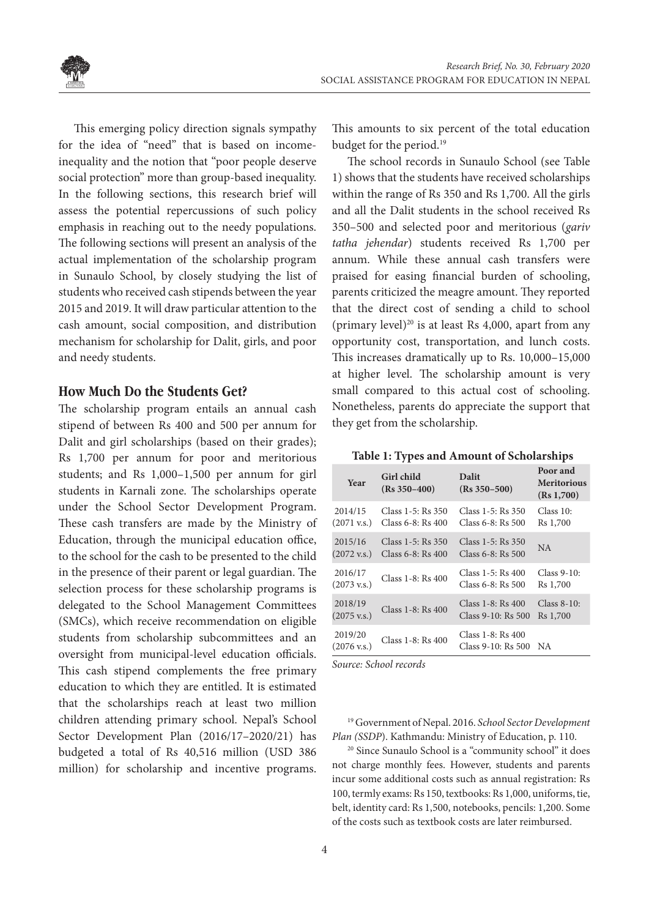This emerging policy direction signals sympathy for the idea of "need" that is based on income-inequality and the notion that "poor people deserve social protection" more than group-based inequality. In the following sections, this research brief will assess the potential repercussions of such policy emphasis in reaching out to the needy populations. The following sections will present an analysis of the actual implementation of the scholarship program in Sunaulo School, by closely studying the list of students who received cash stipends between the year 2015 and 2019. It will draw particular attention to the cash amount, social composition, and distribution mechanism for scholarship for Dalit, girls, and poor and needy students.

## How Much Do the Students Get?

The scholarship program entails an annual cash stipend of between Rs 400 and 500 per annum for Dalit and girl scholarships (based on their grades); Rs 1,700 per annum for poor and meritorious students; and Rs 1,000–1,500 per annum for girl students in Karnali zone. The scholarships operate under the School Sector Development Program. These cash transfers are made by the Ministry of Education, through the municipal education office, to the school for the cash to be presented to the child in the presence of their parent or legal guardian. The selection process for these scholarship programs is delegated to the School Management Committees (SMCs), which receive recommendation on eligible students from scholarship subcommittees and an oversight from municipal-level education officials. This cash stipend complements the free primary education to which they are entitled. It is estimated that the scholarships reach at least two million children attending primary school. Nepal's School Sector Development Plan (2016/17–2020/21) has budgeted a total of Rs 40,516 million (USD 386 million) for scholarship and incentive programs. This amounts to six percent of the total education budget for the period.[19]

The school records in Sunaulo School (see Table 1) shows that the students have received scholarships within the range of Rs 350 and Rs 1,700. All the girls and all the Dalit students in the school received Rs 350–500 and selected poor and meritorious (*gariv tatha jehendar*) students received Rs 1,700 per annum. While these annual cash transfers were praised for easing financial burden of schooling, parents criticized the meagre amount. They reported that the direct cost of sending a child to school (primary level)[20] is at least Rs 4,000, apart from any opportunity cost, transportation, and lunch costs. This increases dramatically up to Rs. 10,000–15,000 at higher level. The scholarship amount is very small compared to this actual cost of schooling. Nonetheless, parents do appreciate the support that they get from the scholarship.

**Table 1: Types and Amount of Scholarships**

| Year | Girl child (Rs 350–400) | Dalit (Rs 350–500) | Poor and Meritorious (Rs 1,700) |
|---|---|---|---|
| 2014/15 (2071 v.s.) | Class 1-5: Rs 350<br>Class 6-8: Rs 400 | Class 1-5: Rs 350<br>Class 6-8: Rs 500 | Class 10: Rs 1,700 |
| 2015/16 (2072 v.s.) | Class 1-5: Rs 350<br>Class 6-8: Rs 400 | Class 1-5: Rs 350<br>Class 6-8: Rs 500 | NA |
| 2016/17 (2073 v.s.) | Class 1-8: Rs 400 | Class 1-5: Rs 400<br>Class 6-8: Rs 500 | Class 9-10: Rs 1,700 |
| 2018/19 (2075 v.s.) | Class 1-8: Rs 400 | Class 1-8: Rs 400<br>Class 9-10: Rs 500 | Class 8-10: Rs 1,700 |
| 2019/20 (2076 v.s.) | Class 1-8: Rs 400 | Class 1-8: Rs 400<br>Class 9-10: Rs 500 | NA |

*Source: School records*

[19] Government of Nepal. 2016. *School Sector Development Plan (SSDP)*. Kathmandu: Ministry of Education, p. 110.

[20] Since Sunaulo School is a "community school" it does not charge monthly fees. However, students and parents incur some additional costs such as annual registration: Rs 100, termly exams: Rs 150, textbooks: Rs 1,000, uniforms, tie, belt, identity card: Rs 1,500, notebooks, pencils: 1,200. Some of the costs such as textbook costs are later reimbursed.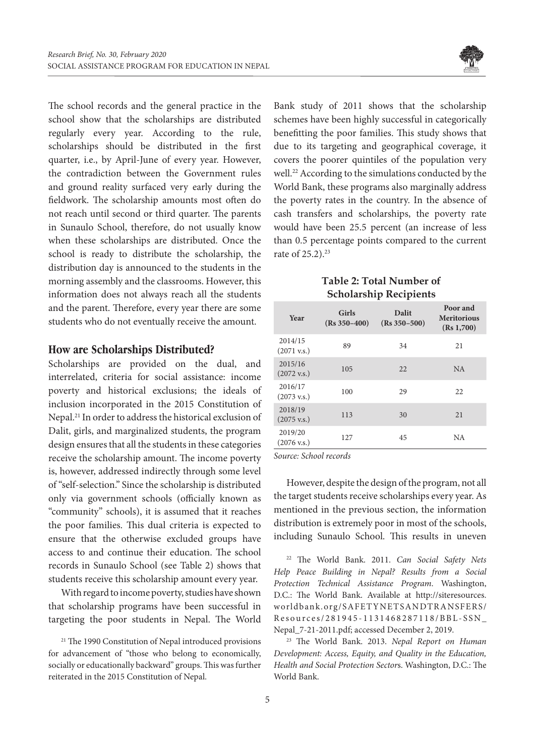The school records and the general practice in the school show that the scholarships are distributed regularly every year. According to the rule, scholarships should be distributed in the first quarter, i.e., by April-June of every year. However, the contradiction between the Government rules and ground reality surfaced very early during the fieldwork. The scholarship amounts most often do not reach until second or third quarter. The parents in Sunaulo School, therefore, do not usually know when these scholarships are distributed. Once the school is ready to distribute the scholarship, the distribution day is announced to the students in the morning assembly and the classrooms. However, this information does not always reach all the students and the parent. Therefore, every year there are some students who do not eventually receive the amount.

## How are Scholarships Distributed?

Scholarships are provided on the dual, and interrelated, criteria for social assistance: income poverty and historical exclusions; the ideals of inclusion incorporated in the 2015 Constitution of Nepal.[21] In order to address the historical exclusion of Dalit, girls, and marginalized students, the program design ensures that all the students in these categories receive the scholarship amount. The income poverty is, however, addressed indirectly through some level of "self-selection." Since the scholarship is distributed only via government schools (officially known as "community" schools), it is assumed that it reaches the poor families. This dual criteria is expected to ensure that the otherwise excluded groups have access to and continue their education. The school records in Sunaulo School (see Table 2) shows that students receive this scholarship amount every year.

With regard to income poverty, studies have shown that scholarship programs have been successful in targeting the poor students in Nepal. The World Bank study of 2011 shows that the scholarship schemes have been highly successful in categorically benefitting the poor families. This study shows that due to its targeting and geographical coverage, it covers the poorer quintiles of the population very well.[22] According to the simulations conducted by the World Bank, these programs also marginally address the poverty rates in the country. In the absence of cash transfers and scholarships, the poverty rate would have been 25.5 percent (an increase of less than 0.5 percentage points compared to the current rate of 25.2).[23]

**Table 2: Total Number of Scholarship Recipients**

| Year | Girls (Rs 350–400) | Dalit (Rs 350–500) | Poor and Meritorious (Rs 1,700) |
|---|---|---|---|
| 2014/15 (2071 v.s.) | 89 | 34 | 21 |
| 2015/16 (2072 v.s.) | 105 | 22 | NA |
| 2016/17 (2073 v.s.) | 100 | 29 | 22 |
| 2018/19 (2075 v.s.) | 113 | 30 | 21 |
| 2019/20 (2076 v.s.) | 127 | 45 | NA |

*Source: School records*

However, despite the design of the program, not all the target students receive scholarships every year. As mentioned in the previous section, the information distribution is extremely poor in most of the schools, including Sunaulo School. This results in uneven

---

[21] The 1990 Constitution of Nepal introduced provisions for advancement of "those who belong to economically, socially or educationally backward" groups. This was further reiterated in the 2015 Constitution of Nepal.

[22] The World Bank. 2011. *Can Social Safety Nets Help Peace Building in Nepal? Results from a Social Protection Technical Assistance Program*. Washington, D.C.: The World Bank. Available at http://siteresources.worldbank.org/SAFETYNETSANDTRANSFERS/Resources/281945-1131468287118/BBL-SSN_Nepal_7-21-2011.pdf; accessed December 2, 2019.

[23] The World Bank. 2013. *Nepal Report on Human Development: Access, Equity, and Quality in the Education, Health and Social Protection Sectors*. Washington, D.C.: The World Bank.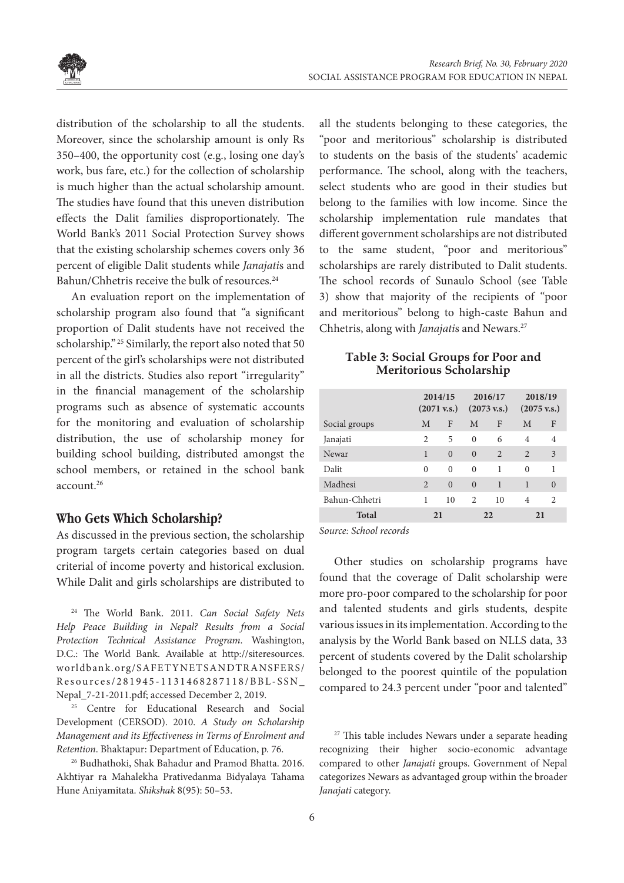distribution of the scholarship to all the students. Moreover, since the scholarship amount is only Rs 350–400, the opportunity cost (e.g., losing one day's work, bus fare, etc.) for the collection of scholarship is much higher than the actual scholarship amount. The studies have found that this uneven distribution effects the Dalit families disproportionately. The World Bank's 2011 Social Protection Survey shows that the existing scholarship schemes covers only 36 percent of eligible Dalit students while *Janajati*s and Bahun/Chhetris receive the bulk of resources.[24]

An evaluation report on the implementation of scholarship program also found that "a significant proportion of Dalit students have not received the scholarship."[25] Similarly, the report also noted that 50 percent of the girl's scholarships were not distributed in all the districts. Studies also report "irregularity" in the financial management of the scholarship programs such as absence of systematic accounts for the monitoring and evaluation of scholarship distribution, the use of scholarship money for building school building, distributed amongst the school members, or retained in the school bank account.[26]

## Who Gets Which Scholarship?

As discussed in the previous section, the scholarship program targets certain categories based on dual criterial of income poverty and historical exclusion. While Dalit and girls scholarships are distributed to all the students belonging to these categories, the "poor and meritorious" scholarship is distributed to students on the basis of the students' academic performance. The school, along with the teachers, select students who are good in their studies but belong to the families with low income. Since the scholarship implementation rule mandates that different government scholarships are not distributed to the same student, "poor and meritorious" scholarships are rarely distributed to Dalit students. The school records of Sunaulo School (see Table 3) show that majority of the recipients of "poor and meritorious" belong to high-caste Bahun and Chhetris, along with *Janajati*s and Newars.[27]

**Table 3: Social Groups for Poor and Meritorious Scholarship**

| | 2014/15 (2071 v.s.) | | 2016/17 (2073 v.s.) | | 2018/19 (2075 v.s.) | |
|---|---|---|---|---|---|---|
| Social groups | M | F | M | F | M | F |
| Janajati | 2 | 5 | 0 | 6 | 4 | 4 |
| Newar | 1 | 0 | 0 | 2 | 2 | 3 |
| Dalit | 0 | 0 | 0 | 1 | 0 | 1 |
| Madhesi | 2 | 0 | 0 | 1 | 1 | 0 |
| Bahun-Chhetri | 1 | 10 | 2 | 10 | 4 | 2 |
| **Total** | 21 | | 22 | | 21 | |

*Source: School records*

Other studies on scholarship programs have found that the coverage of Dalit scholarship were more pro-poor compared to the scholarship for poor and talented students and girls students, despite various issues in its implementation. According to the analysis by the World Bank based on NLLS data, 33 percent of students covered by the Dalit scholarship belonged to the poorest quintile of the population compared to 24.3 percent under "poor and talented"

[24] The World Bank. 2011. *Can Social Safety Nets Help Peace Building in Nepal? Results from a Social Protection Technical Assistance Program*. Washington, D.C.: The World Bank. Available at http://siteresources.worldbank.org/SAFETYNETSANDTRANSFERS/Resources/281945-1131468287118/BBL-SSN_Nepal_7-21-2011.pdf; accessed December 2, 2019.

[25] Centre for Educational Research and Social Development (CERSOD). 2010. *A Study on Scholarship Management and its Effectiveness in Terms of Enrolment and Retention*. Bhaktapur: Department of Education, p. 76.

[26] Budhathoki, Shak Bahadur and Pramod Bhatta. 2016. Akhtiyar ra Mahalekha Pratívedanma Bidyalaya Tahama Hune Aniyamitata. *Shikshak* 8(95): 50–53.

[27] This table includes Newars under a separate heading recognizing their higher socio-economic advantage compared to other *Janajati* groups. Government of Nepal categorizes Newars as advantaged group within the broader *Janajati* category.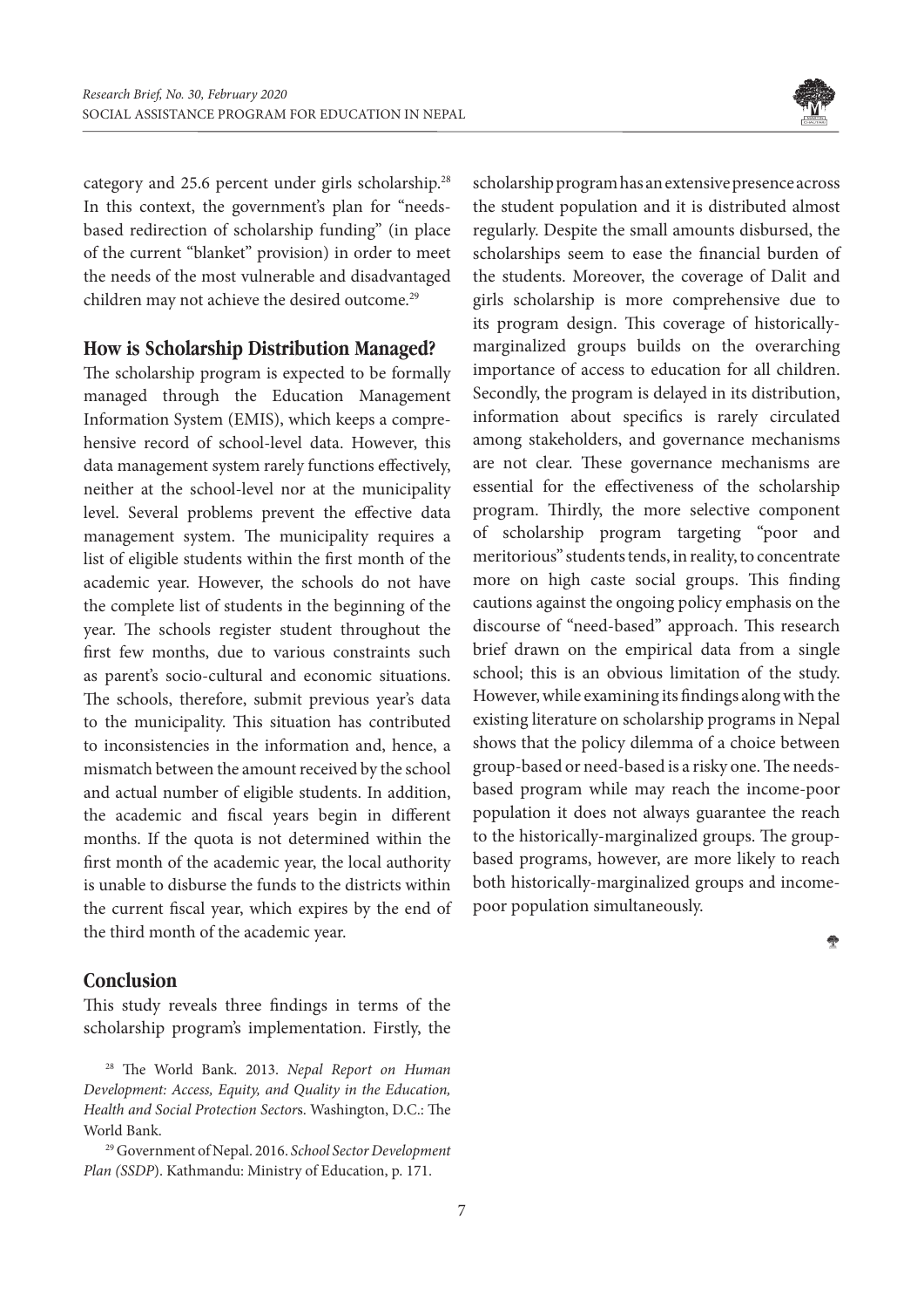category and 25.6 percent under girls scholarship.[28] In this context, the government's plan for "needs-based redirection of scholarship funding" (in place of the current "blanket" provision) in order to meet the needs of the most vulnerable and disadvantaged children may not achieve the desired outcome.[29]

## How is Scholarship Distribution Managed?

The scholarship program is expected to be formally managed through the Education Management Information System (EMIS), which keeps a comprehensive record of school-level data. However, this data management system rarely functions effectively, neither at the school-level nor at the municipality level. Several problems prevent the effective data management system. The municipality requires a list of eligible students within the first month of the academic year. However, the schools do not have the complete list of students in the beginning of the year. The schools register student throughout the first few months, due to various constraints such as parent's socio-cultural and economic situations. The schools, therefore, submit previous year's data to the municipality. This situation has contributed to inconsistencies in the information and, hence, a mismatch between the amount received by the school and actual number of eligible students. In addition, the academic and fiscal years begin in different months. If the quota is not determined within the first month of the academic year, the local authority is unable to disburse the funds to the districts within the current fiscal year, which expires by the end of the third month of the academic year.

## Conclusion

This study reveals three findings in terms of the scholarship program's implementation. Firstly, the scholarship program has an extensive presence across the student population and it is distributed almost regularly. Despite the small amounts disbursed, the scholarships seem to ease the financial burden of the students. Moreover, the coverage of Dalit and girls scholarship is more comprehensive due to its program design. This coverage of historically-marginalized groups builds on the overarching importance of access to education for all children. Secondly, the program is delayed in its distribution, information about specifics is rarely circulated among stakeholders, and governance mechanisms are not clear. These governance mechanisms are essential for the effectiveness of the scholarship program. Thirdly, the more selective component of scholarship program targeting "poor and meritorious" students tends, in reality, to concentrate more on high caste social groups. This finding cautions against the ongoing policy emphasis on the discourse of "need-based" approach. This research brief drawn on the empirical data from a single school; this is an obvious limitation of the study. However, while examining its findings along with the existing literature on scholarship programs in Nepal shows that the policy dilemma of a choice between group-based or need-based is a risky one. The needs-based program while may reach the income-poor population it does not always guarantee the reach to the historically-marginalized groups. The group-based programs, however, are more likely to reach both historically-marginalized groups and income-poor population simultaneously.

---

[28] The World Bank. 2013. *Nepal Report on Human Development: Access, Equity, and Quality in the Education, Health and Social Protection Sectors.* Washington, D.C.: The World Bank.

[29] Government of Nepal. 2016. *School Sector Development Plan (SSDP*). Kathmandu: Ministry of Education, p. 171.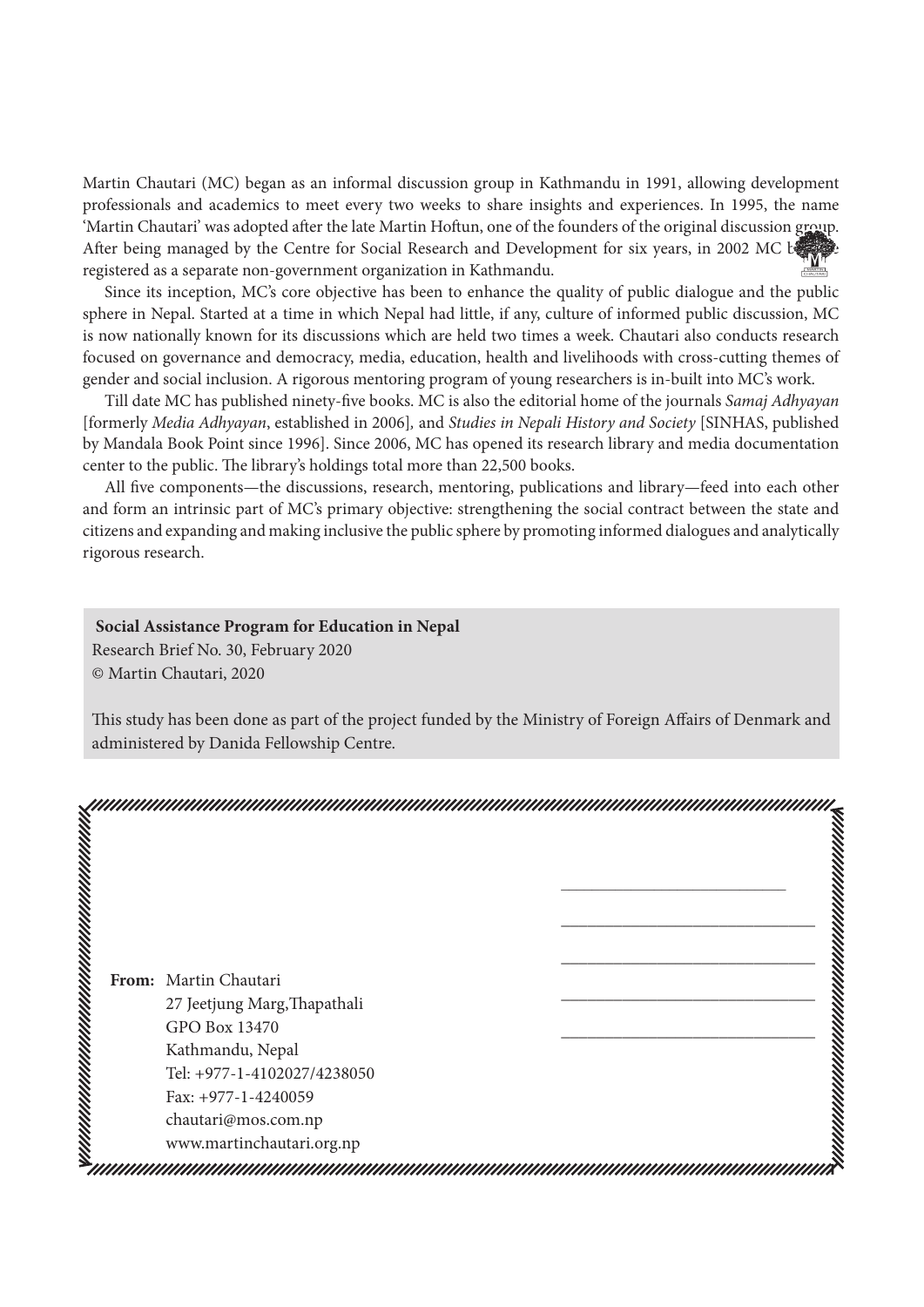Martin Chautari (MC) began as an informal discussion group in Kathmandu in 1991, allowing development professionals and academics to meet every two weeks to share insights and experiences. In 1995, the name 'Martin Chautari' was adopted after the late Martin Hoftun, one of the founders of the original discussion group. After being managed by the Centre for Social Research and Development for six years, in 2002 MC became registered as a separate non-government organization in Kathmandu.

Since its inception, MC's core objective has been to enhance the quality of public dialogue and the public sphere in Nepal. Started at a time in which Nepal had little, if any, culture of informed public discussion, MC is now nationally known for its discussions which are held two times a week. Chautari also conducts research focused on governance and democracy, media, education, health and livelihoods with cross-cutting themes of gender and social inclusion. A rigorous mentoring program of young researchers is in-built into MC's work.

Till date MC has published ninety-five books. MC is also the editorial home of the journals *Samaj Adhyayan* [formerly *Media Adhyayan*, established in 2006], and *Studies in Nepali History and Society* [SINHAS, published by Mandala Book Point since 1996]. Since 2006, MC has opened its research library and media documentation center to the public. The library's holdings total more than 22,500 books.

All five components—the discussions, research, mentoring, publications and library—feed into each other and form an intrinsic part of MC's primary objective: strengthening the social contract between the state and citizens and expanding and making inclusive the public sphere by promoting informed dialogues and analytically rigorous research.

**Social Assistance Program for Education in Nepal**
Research Brief No. 30, February 2020
© Martin Chautari, 2020

This study has been done as part of the project funded by the Ministry of Foreign Affairs of Denmark and administered by Danida Fellowship Centre.

**From:** Martin Chautari
27 Jeetjung Marg,Thapathali
GPO Box 13470
Kathmandu, Nepal
Tel: +977-1-4102027/4238050
Fax: +977-1-4240059
chautari@mos.com.np
www.martinchautari.org.np